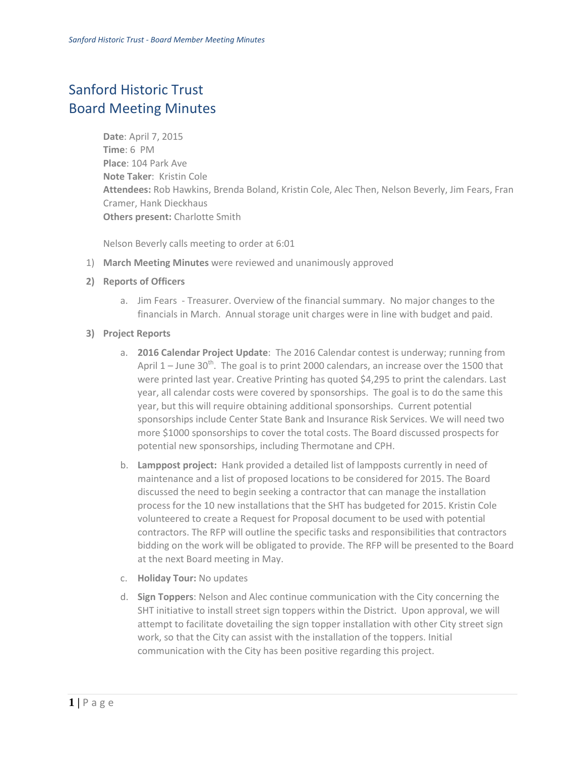# Sanford Historic Trust
# Board Meeting Minutes

**Date**: April 7, 2015
**Time**: 6 PM
**Place**: 104 Park Ave
**Note Taker**: Kristin Cole
**Attendees:** Rob Hawkins, Brenda Boland, Kristin Cole, Alec Then, Nelson Beverly, Jim Fears, Fran Cramer, Hank Dieckhaus
**Others present:** Charlotte Smith

Nelson Beverly calls meeting to order at 6:01

1) **March Meeting Minutes** were reviewed and unanimously approved
2) **Reports of Officers**
   a. Jim Fears - Treasurer. Overview of the financial summary. No major changes to the financials in March. Annual storage unit charges were in line with budget and paid.
3) **Project Reports**
   a. **2016 Calendar Project Update**: The 2016 Calendar contest is underway; running from April 1 – June 30th. The goal is to print 2000 calendars, an increase over the 1500 that were printed last year. Creative Printing has quoted $4,295 to print the calendars. Last year, all calendar costs were covered by sponsorships. The goal is to do the same this year, but this will require obtaining additional sponsorships. Current potential sponsorships include Center State Bank and Insurance Risk Services. We will need two more $1000 sponsorships to cover the total costs. The Board discussed prospects for potential new sponsorships, including Thermotane and CPH.
   b. **Lamppost project:** Hank provided a detailed list of lampposts currently in need of maintenance and a list of proposed locations to be considered for 2015. The Board discussed the need to begin seeking a contractor that can manage the installation process for the 10 new installations that the SHT has budgeted for 2015. Kristin Cole volunteered to create a Request for Proposal document to be used with potential contractors. The RFP will outline the specific tasks and responsibilities that contractors bidding on the work will be obligated to provide. The RFP will be presented to the Board at the next Board meeting in May.
   c. **Holiday Tour:** No updates
   d. **Sign Toppers**: Nelson and Alec continue communication with the City concerning the SHT initiative to install street sign toppers within the District. Upon approval, we will attempt to facilitate dovetailing the sign topper installation with other City street sign work, so that the City can assist with the installation of the toppers. Initial communication with the City has been positive regarding this project.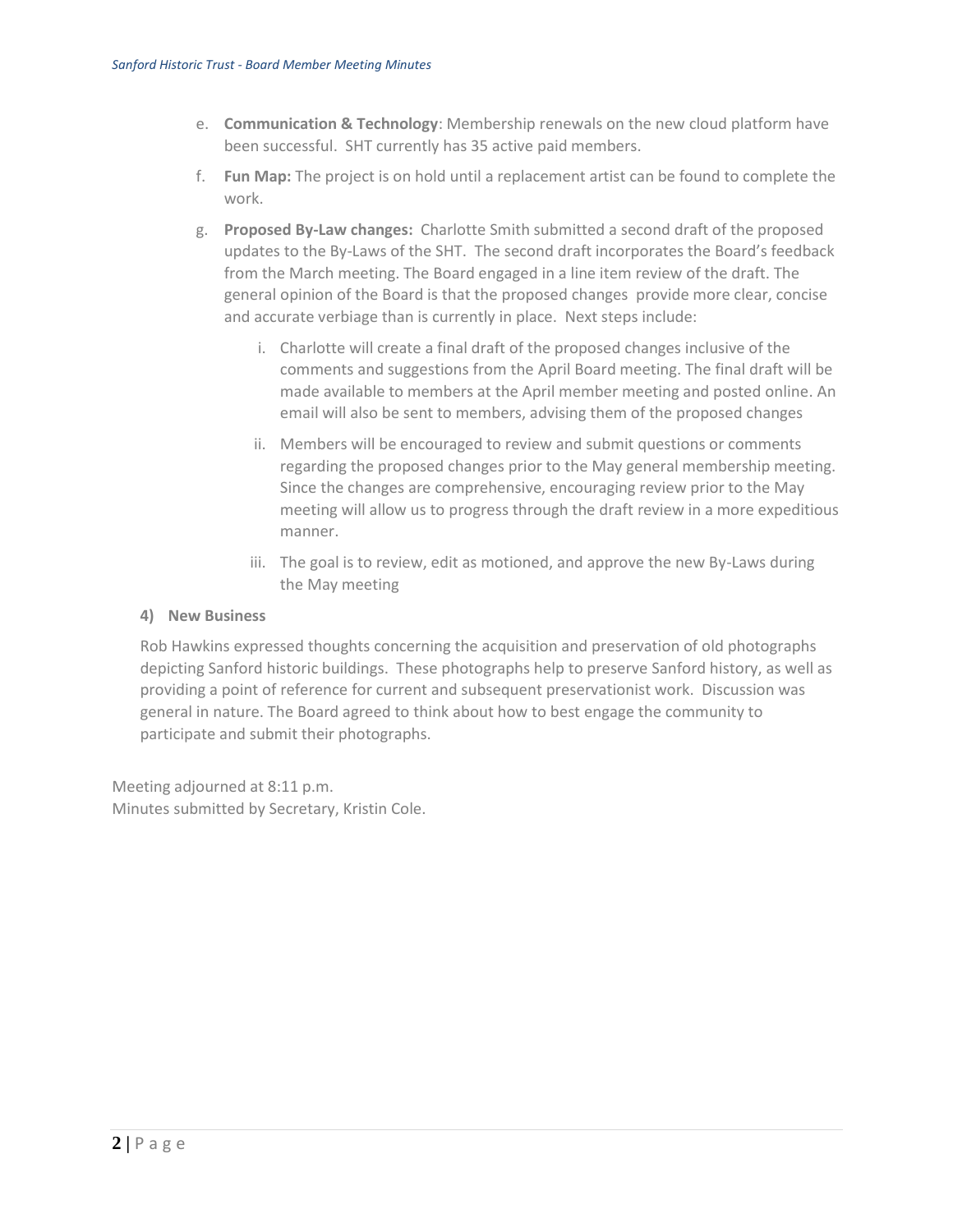e. **Communication & Technology**: Membership renewals on the new cloud platform have been successful. SHT currently has 35 active paid members.

f. **Fun Map:** The project is on hold until a replacement artist can be found to complete the work.

g. **Proposed By-Law changes:** Charlotte Smith submitted a second draft of the proposed updates to the By-Laws of the SHT. The second draft incorporates the Board's feedback from the March meeting. The Board engaged in a line item review of the draft. The general opinion of the Board is that the proposed changes provide more clear, concise and accurate verbiage than is currently in place. Next steps include:

   i. Charlotte will create a final draft of the proposed changes inclusive of the comments and suggestions from the April Board meeting. The final draft will be made available to members at the April member meeting and posted online. An email will also be sent to members, advising them of the proposed changes

   ii. Members will be encouraged to review and submit questions or comments regarding the proposed changes prior to the May general membership meeting. Since the changes are comprehensive, encouraging review prior to the May meeting will allow us to progress through the draft review in a more expeditious manner.

   iii. The goal is to review, edit as motioned, and approve the new By-Laws during the May meeting

**4) New Business**

Rob Hawkins expressed thoughts concerning the acquisition and preservation of old photographs depicting Sanford historic buildings. These photographs help to preserve Sanford history, as well as providing a point of reference for current and subsequent preservationist work. Discussion was general in nature. The Board agreed to think about how to best engage the community to participate and submit their photographs.

Meeting adjourned at 8:11 p.m.
Minutes submitted by Secretary, Kristin Cole.